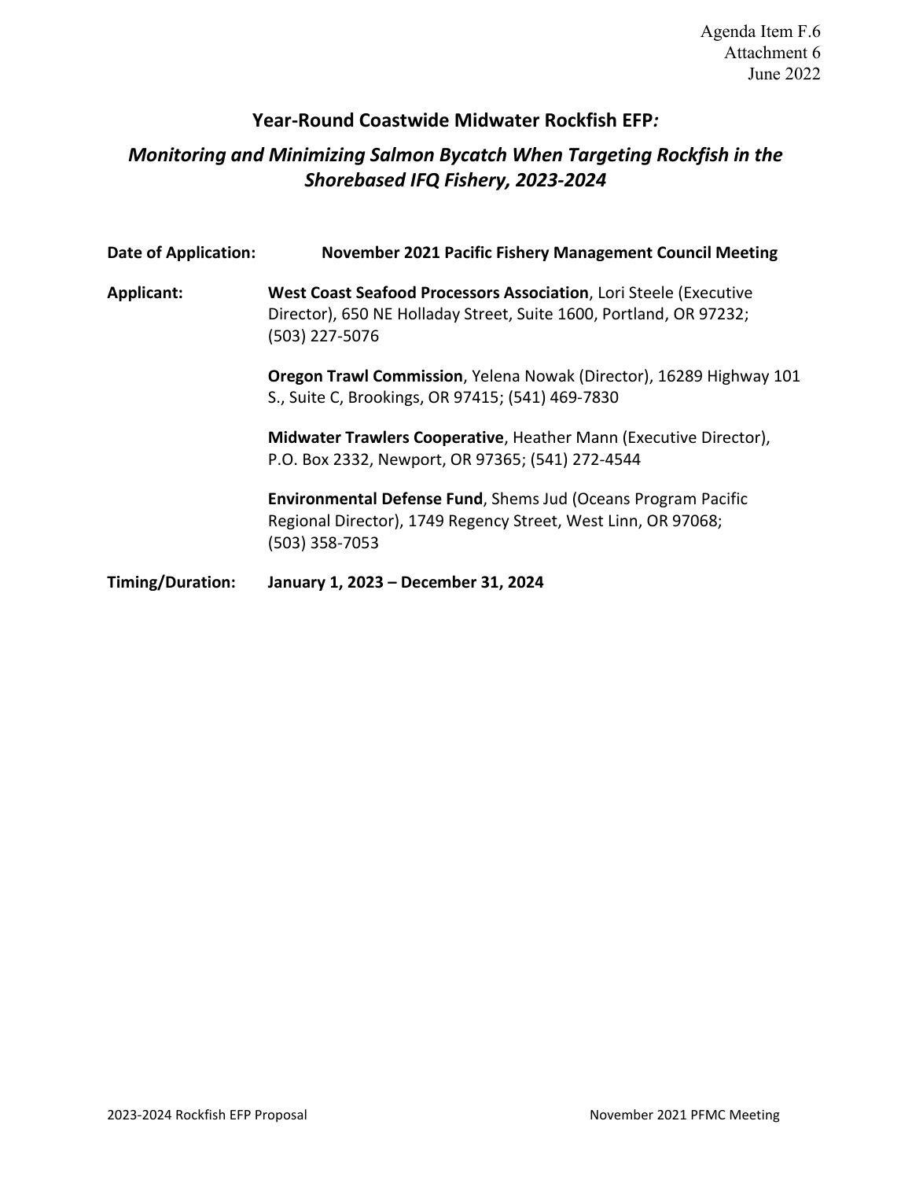Agenda Item F.6
Attachment 6
June 2022

# Year-Round Coastwide Midwater Rockfish EFP*:*

## *Monitoring and Minimizing Salmon Bycatch When Targeting Rockfish in the Shorebased IFQ Fishery, 2023-2024*

**Date of Application:** **November 2021 Pacific Fishery Management Council Meeting**

**Applicant:** **West Coast Seafood Processors Association**, Lori Steele (Executive Director), 650 NE Holladay Street, Suite 1600, Portland, OR 97232; (503) 227-5076

**Oregon Trawl Commission**, Yelena Nowak (Director), 16289 Highway 101 S., Suite C, Brookings, OR 97415; (541) 469-7830

**Midwater Trawlers Cooperative**, Heather Mann (Executive Director), P.O. Box 2332, Newport, OR 97365; (541) 272-4544

**Environmental Defense Fund**, Shems Jud (Oceans Program Pacific Regional Director), 1749 Regency Street, West Linn, OR 97068; (503) 358-7053

**Timing/Duration:** **January 1, 2023 – December 31, 2024**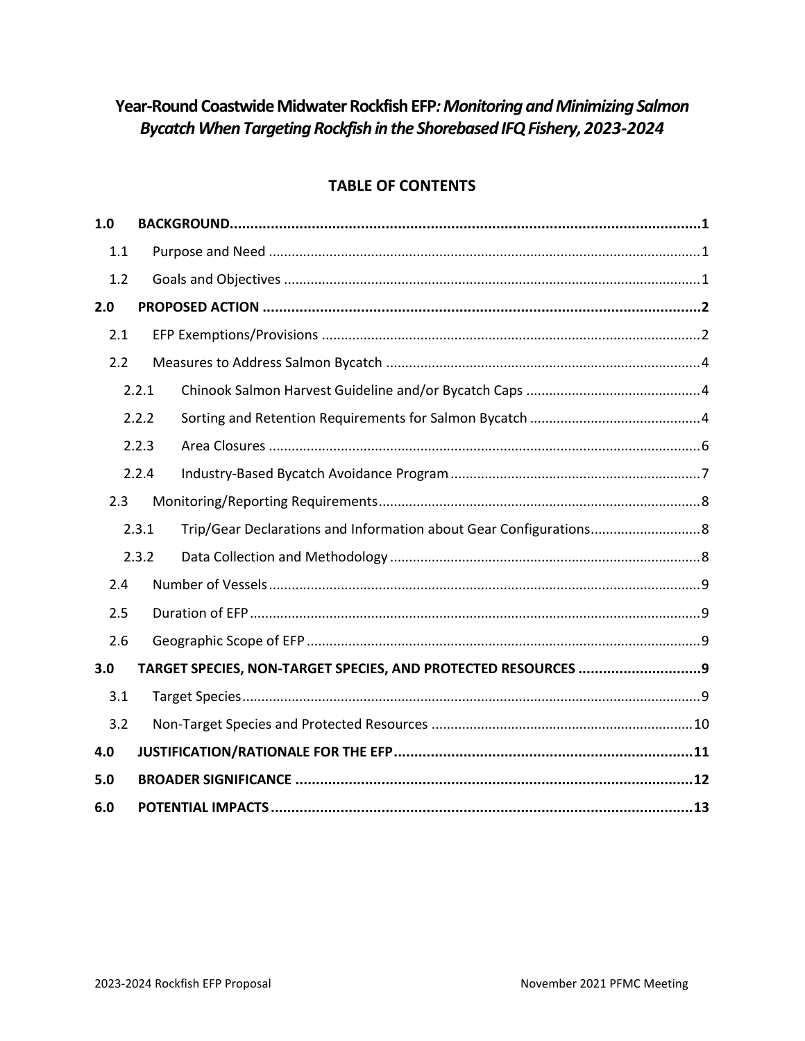# Year-Round Coastwide Midwater Rockfish EFP: *Monitoring and Minimizing Salmon Bycatch When Targeting Rockfish in the Shorebased IFQ Fishery, 2023-2024*

## TABLE OF CONTENTS

| | | |
|---|---|---|
| **1.0** | **BACKGROUND** | **1** |
| 1.1 | Purpose and Need | 1 |
| 1.2 | Goals and Objectives | 1 |
| **2.0** | **PROPOSED ACTION** | **2** |
| 2.1 | EFP Exemptions/Provisions | 2 |
| 2.2 | Measures to Address Salmon Bycatch | 4 |
| 2.2.1 | Chinook Salmon Harvest Guideline and/or Bycatch Caps | 4 |
| 2.2.2 | Sorting and Retention Requirements for Salmon Bycatch | 4 |
| 2.2.3 | Area Closures | 6 |
| 2.2.4 | Industry-Based Bycatch Avoidance Program | 7 |
| 2.3 | Monitoring/Reporting Requirements | 8 |
| 2.3.1 | Trip/Gear Declarations and Information about Gear Configurations | 8 |
| 2.3.2 | Data Collection and Methodology | 8 |
| 2.4 | Number of Vessels | 9 |
| 2.5 | Duration of EFP | 9 |
| 2.6 | Geographic Scope of EFP | 9 |
| **3.0** | **TARGET SPECIES, NON-TARGET SPECIES, AND PROTECTED RESOURCES** | **9** |
| 3.1 | Target Species | 9 |
| 3.2 | Non-Target Species and Protected Resources | 10 |
| **4.0** | **JUSTIFICATION/RATIONALE FOR THE EFP** | **11** |
| **5.0** | **BROADER SIGNIFICANCE** | **12** |
| **6.0** | **POTENTIAL IMPACTS** | **13** |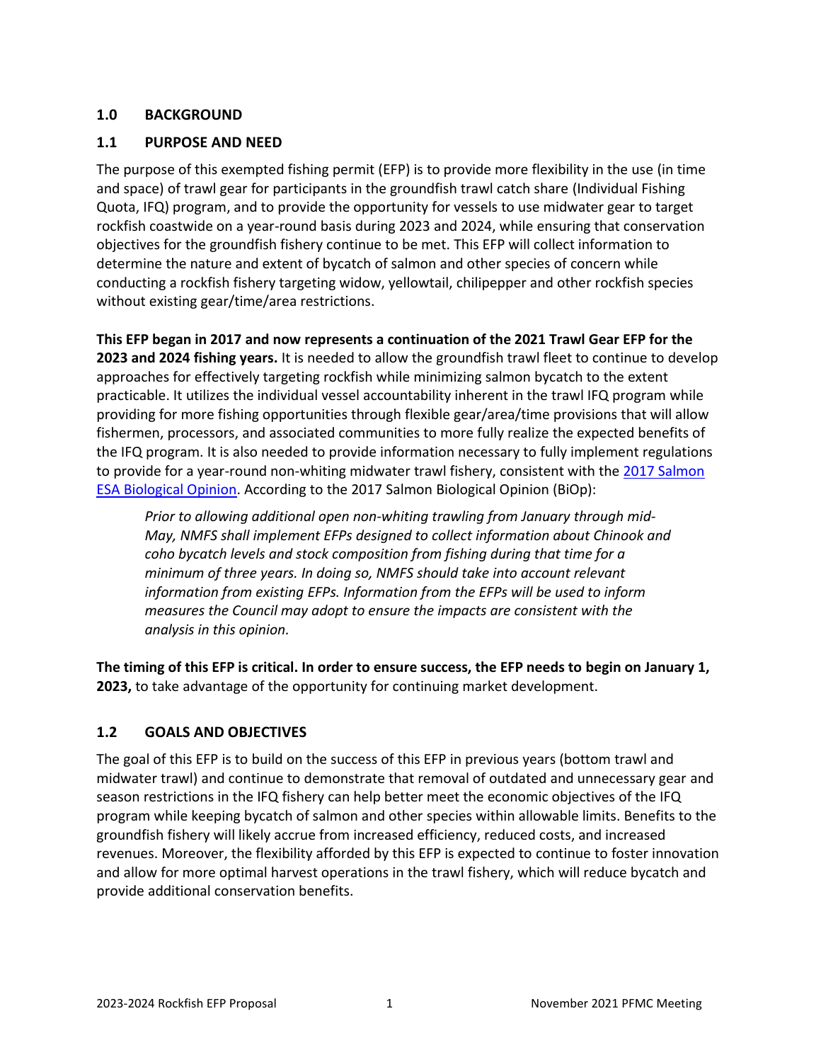## 1.0 BACKGROUND

### 1.1 PURPOSE AND NEED

The purpose of this exempted fishing permit (EFP) is to provide more flexibility in the use (in time and space) of trawl gear for participants in the groundfish trawl catch share (Individual Fishing Quota, IFQ) program, and to provide the opportunity for vessels to use midwater gear to target rockfish coastwide on a year-round basis during 2023 and 2024, while ensuring that conservation objectives for the groundfish fishery continue to be met. This EFP will collect information to determine the nature and extent of bycatch of salmon and other species of concern while conducting a rockfish fishery targeting widow, yellowtail, chilipepper and other rockfish species without existing gear/time/area restrictions.

**This EFP began in 2017 and now represents a continuation of the 2021 Trawl Gear EFP for the 2023 and 2024 fishing years.** It is needed to allow the groundfish trawl fleet to continue to develop approaches for effectively targeting rockfish while minimizing salmon bycatch to the extent practicable. It utilizes the individual vessel accountability inherent in the trawl IFQ program while providing for more fishing opportunities through flexible gear/area/time provisions that will allow fishermen, processors, and associated communities to more fully realize the expected benefits of the IFQ program. It is also needed to provide information necessary to fully implement regulations to provide for a year-round non-whiting midwater trawl fishery, consistent with the 2017 Salmon ESA Biological Opinion. According to the 2017 Salmon Biological Opinion (BiOp):

> *Prior to allowing additional open non-whiting trawling from January through mid-May, NMFS shall implement EFPs designed to collect information about Chinook and coho bycatch levels and stock composition from fishing during that time for a minimum of three years. In doing so, NMFS should take into account relevant information from existing EFPs. Information from the EFPs will be used to inform measures the Council may adopt to ensure the impacts are consistent with the analysis in this opinion.*

**The timing of this EFP is critical. In order to ensure success, the EFP needs to begin on January 1, 2023,** to take advantage of the opportunity for continuing market development.

### 1.2 GOALS AND OBJECTIVES

The goal of this EFP is to build on the success of this EFP in previous years (bottom trawl and midwater trawl) and continue to demonstrate that removal of outdated and unnecessary gear and season restrictions in the IFQ fishery can help better meet the economic objectives of the IFQ program while keeping bycatch of salmon and other species within allowable limits. Benefits to the groundfish fishery will likely accrue from increased efficiency, reduced costs, and increased revenues. Moreover, the flexibility afforded by this EFP is expected to continue to foster innovation and allow for more optimal harvest operations in the trawl fishery, which will reduce bycatch and provide additional conservation benefits.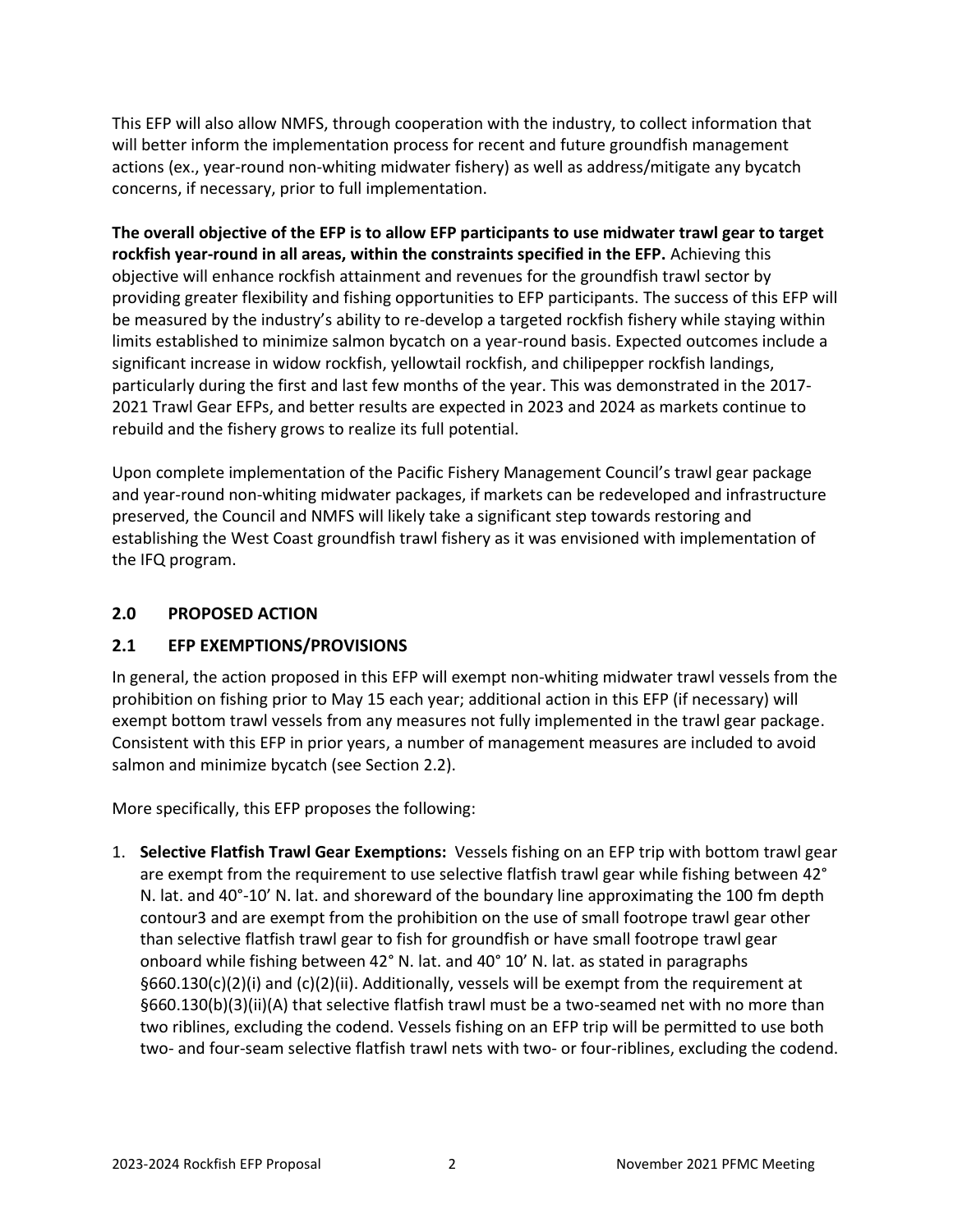This EFP will also allow NMFS, through cooperation with the industry, to collect information that will better inform the implementation process for recent and future groundfish management actions (ex., year-round non-whiting midwater fishery) as well as address/mitigate any bycatch concerns, if necessary, prior to full implementation.

**The overall objective of the EFP is to allow EFP participants to use midwater trawl gear to target rockfish year-round in all areas, within the constraints specified in the EFP.** Achieving this objective will enhance rockfish attainment and revenues for the groundfish trawl sector by providing greater flexibility and fishing opportunities to EFP participants. The success of this EFP will be measured by the industry's ability to re-develop a targeted rockfish fishery while staying within limits established to minimize salmon bycatch on a year-round basis. Expected outcomes include a significant increase in widow rockfish, yellowtail rockfish, and chilipepper rockfish landings, particularly during the first and last few months of the year. This was demonstrated in the 2017-2021 Trawl Gear EFPs, and better results are expected in 2023 and 2024 as markets continue to rebuild and the fishery grows to realize its full potential.

Upon complete implementation of the Pacific Fishery Management Council's trawl gear package and year-round non-whiting midwater packages, if markets can be redeveloped and infrastructure preserved, the Council and NMFS will likely take a significant step towards restoring and establishing the West Coast groundfish trawl fishery as it was envisioned with implementation of the IFQ program.

## 2.0 PROPOSED ACTION

## 2.1 EFP EXEMPTIONS/PROVISIONS

In general, the action proposed in this EFP will exempt non-whiting midwater trawl vessels from the prohibition on fishing prior to May 15 each year; additional action in this EFP (if necessary) will exempt bottom trawl vessels from any measures not fully implemented in the trawl gear package. Consistent with this EFP in prior years, a number of management measures are included to avoid salmon and minimize bycatch (see Section 2.2).

More specifically, this EFP proposes the following:

1. **Selective Flatfish Trawl Gear Exemptions:** Vessels fishing on an EFP trip with bottom trawl gear are exempt from the requirement to use selective flatfish trawl gear while fishing between 42° N. lat. and 40°-10′ N. lat. and shoreward of the boundary line approximating the 100 fm depth contour[3] and are exempt from the prohibition on the use of small footrope trawl gear other than selective flatfish trawl gear to fish for groundfish or have small footrope trawl gear onboard while fishing between 42° N. lat. and 40° 10′ N. lat. as stated in paragraphs §660.130(c)(2)(i) and (c)(2)(ii). Additionally, vessels will be exempt from the requirement at §660.130(b)(3)(ii)(A) that selective flatfish trawl must be a two-seamed net with no more than two riblines, excluding the codend. Vessels fishing on an EFP trip will be permitted to use both two- and four-seam selective flatfish trawl nets with two- or four-riblines, excluding the codend.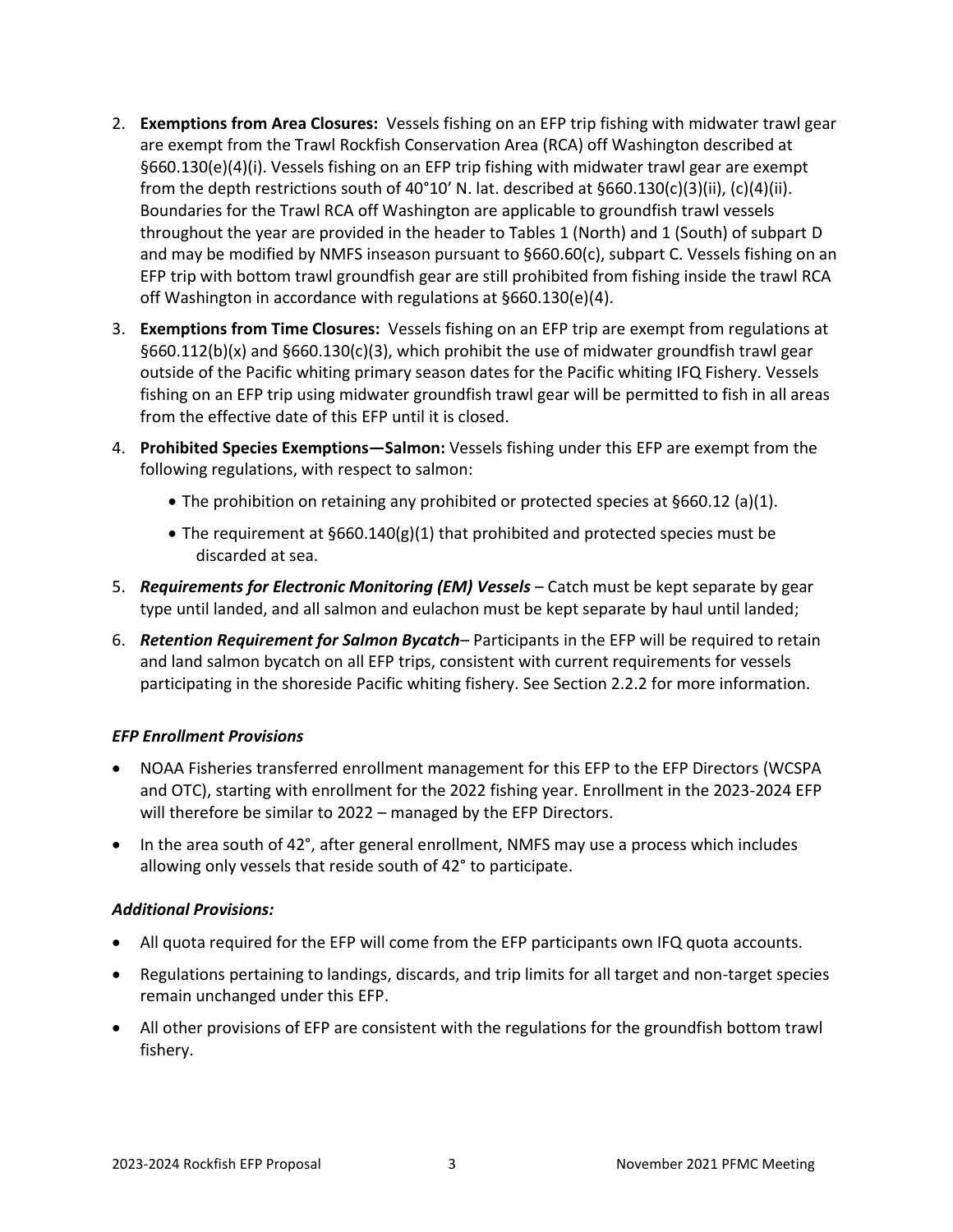2. **Exemptions from Area Closures:** Vessels fishing on an EFP trip fishing with midwater trawl gear are exempt from the Trawl Rockfish Conservation Area (RCA) off Washington described at §660.130(e)(4)(i). Vessels fishing on an EFP trip fishing with midwater trawl gear are exempt from the depth restrictions south of 40°10' N. lat. described at §660.130(c)(3)(ii), (c)(4)(ii). Boundaries for the Trawl RCA off Washington are applicable to groundfish trawl vessels throughout the year are provided in the header to Tables 1 (North) and 1 (South) of subpart D and may be modified by NMFS inseason pursuant to §660.60(c), subpart C. Vessels fishing on an EFP trip with bottom trawl groundfish gear are still prohibited from fishing inside the trawl RCA off Washington in accordance with regulations at §660.130(e)(4).
3. **Exemptions from Time Closures:** Vessels fishing on an EFP trip are exempt from regulations at §660.112(b)(x) and §660.130(c)(3), which prohibit the use of midwater groundfish trawl gear outside of the Pacific whiting primary season dates for the Pacific whiting IFQ Fishery. Vessels fishing on an EFP trip using midwater groundfish trawl gear will be permitted to fish in all areas from the effective date of this EFP until it is closed.
4. **Prohibited Species Exemptions—Salmon:** Vessels fishing under this EFP are exempt from the following regulations, with respect to salmon:
   - The prohibition on retaining any prohibited or protected species at §660.12 (a)(1).
   - The requirement at §660.140(g)(1) that prohibited and protected species must be discarded at sea.
5. ***Requirements for Electronic Monitoring (EM) Vessels*** – Catch must be kept separate by gear type until landed, and all salmon and eulachon must be kept separate by haul until landed;
6. ***Retention Requirement for Salmon Bycatch***– Participants in the EFP will be required to retain and land salmon bycatch on all EFP trips, consistent with current requirements for vessels participating in the shoreside Pacific whiting fishery. See Section 2.2.2 for more information.

***EFP Enrollment Provisions***

- NOAA Fisheries transferred enrollment management for this EFP to the EFP Directors (WCSPA and OTC), starting with enrollment for the 2022 fishing year. Enrollment in the 2023-2024 EFP will therefore be similar to 2022 – managed by the EFP Directors.
- In the area south of 42°, after general enrollment, NMFS may use a process which includes allowing only vessels that reside south of 42° to participate.

***Additional Provisions:***

- All quota required for the EFP will come from the EFP participants own IFQ quota accounts.
- Regulations pertaining to landings, discards, and trip limits for all target and non-target species remain unchanged under this EFP.
- All other provisions of EFP are consistent with the regulations for the groundfish bottom trawl fishery.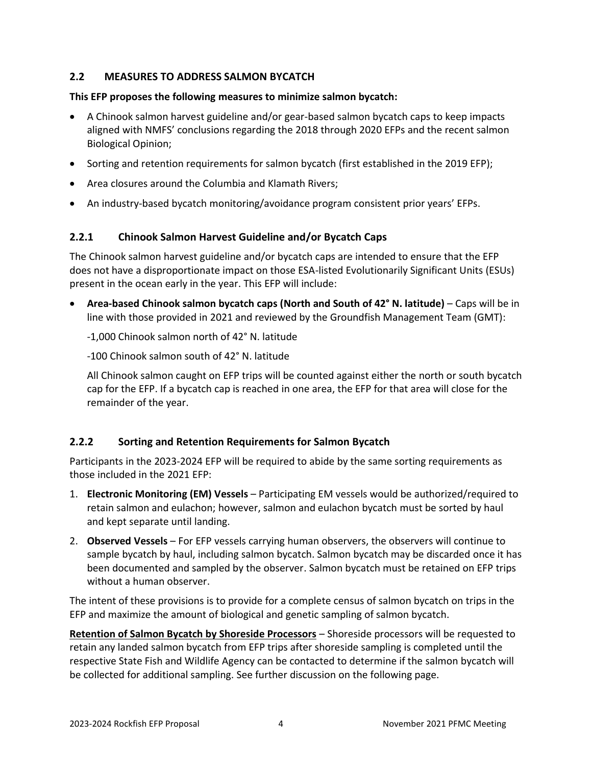## 2.2 MEASURES TO ADDRESS SALMON BYCATCH

**This EFP proposes the following measures to minimize salmon bycatch:**

- A Chinook salmon harvest guideline and/or gear-based salmon bycatch caps to keep impacts aligned with NMFS' conclusions regarding the 2018 through 2020 EFPs and the recent salmon Biological Opinion;
- Sorting and retention requirements for salmon bycatch (first established in the 2019 EFP);
- Area closures around the Columbia and Klamath Rivers;
- An industry-based bycatch monitoring/avoidance program consistent prior years' EFPs.

### 2.2.1 Chinook Salmon Harvest Guideline and/or Bycatch Caps

The Chinook salmon harvest guideline and/or bycatch caps are intended to ensure that the EFP does not have a disproportionate impact on those ESA-listed Evolutionarily Significant Units (ESUs) present in the ocean early in the year. This EFP will include:

- **Area-based Chinook salmon bycatch caps (North and South of 42° N. latitude)** – Caps will be in line with those provided in 2021 and reviewed by the Groundfish Management Team (GMT):

  -1,000 Chinook salmon north of 42° N. latitude

  -100 Chinook salmon south of 42° N. latitude

  All Chinook salmon caught on EFP trips will be counted against either the north or south bycatch cap for the EFP. If a bycatch cap is reached in one area, the EFP for that area will close for the remainder of the year.

### 2.2.2 Sorting and Retention Requirements for Salmon Bycatch

Participants in the 2023-2024 EFP will be required to abide by the same sorting requirements as those included in the 2021 EFP:

1. **Electronic Monitoring (EM) Vessels** – Participating EM vessels would be authorized/required to retain salmon and eulachon; however, salmon and eulachon bycatch must be sorted by haul and kept separate until landing.
2. **Observed Vessels** – For EFP vessels carrying human observers, the observers will continue to sample bycatch by haul, including salmon bycatch. Salmon bycatch may be discarded once it has been documented and sampled by the observer. Salmon bycatch must be retained on EFP trips without a human observer.

The intent of these provisions is to provide for a complete census of salmon bycatch on trips in the EFP and maximize the amount of biological and genetic sampling of salmon bycatch.

**<u>Retention of Salmon Bycatch by Shoreside Processors</u>** – Shoreside processors will be requested to retain any landed salmon bycatch from EFP trips after shoreside sampling is completed until the respective State Fish and Wildlife Agency can be contacted to determine if the salmon bycatch will be collected for additional sampling. See further discussion on the following page.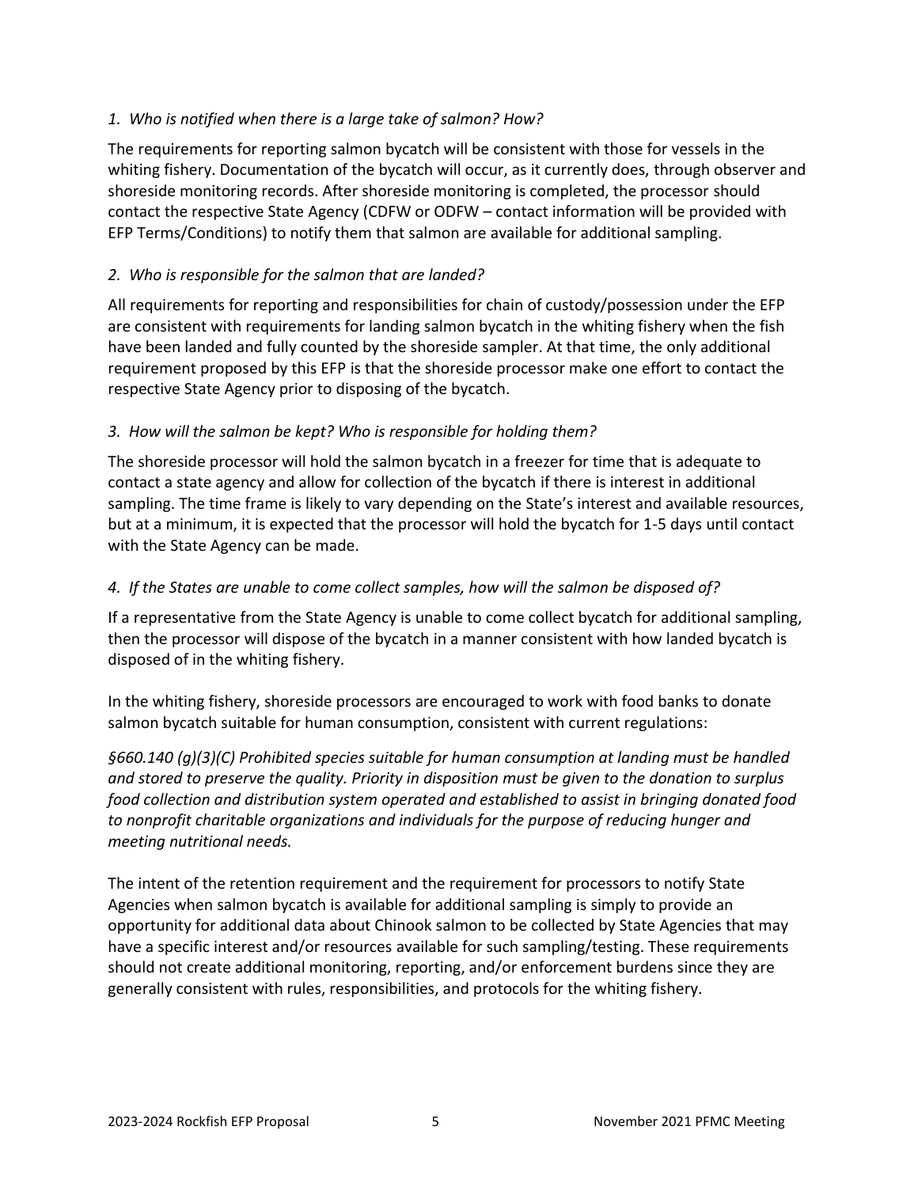*1. Who is notified when there is a large take of salmon? How?*

The requirements for reporting salmon bycatch will be consistent with those for vessels in the whiting fishery. Documentation of the bycatch will occur, as it currently does, through observer and shoreside monitoring records. After shoreside monitoring is completed, the processor should contact the respective State Agency (CDFW or ODFW – contact information will be provided with EFP Terms/Conditions) to notify them that salmon are available for additional sampling.

*2. Who is responsible for the salmon that are landed?*

All requirements for reporting and responsibilities for chain of custody/possession under the EFP are consistent with requirements for landing salmon bycatch in the whiting fishery when the fish have been landed and fully counted by the shoreside sampler. At that time, the only additional requirement proposed by this EFP is that the shoreside processor make one effort to contact the respective State Agency prior to disposing of the bycatch.

*3. How will the salmon be kept? Who is responsible for holding them?*

The shoreside processor will hold the salmon bycatch in a freezer for time that is adequate to contact a state agency and allow for collection of the bycatch if there is interest in additional sampling. The time frame is likely to vary depending on the State's interest and available resources, but at a minimum, it is expected that the processor will hold the bycatch for 1-5 days until contact with the State Agency can be made.

*4. If the States are unable to come collect samples, how will the salmon be disposed of?*

If a representative from the State Agency is unable to come collect bycatch for additional sampling, then the processor will dispose of the bycatch in a manner consistent with how landed bycatch is disposed of in the whiting fishery.

In the whiting fishery, shoreside processors are encouraged to work with food banks to donate salmon bycatch suitable for human consumption, consistent with current regulations:

*§660.140 (g)(3)(C) Prohibited species suitable for human consumption at landing must be handled and stored to preserve the quality. Priority in disposition must be given to the donation to surplus food collection and distribution system operated and established to assist in bringing donated food to nonprofit charitable organizations and individuals for the purpose of reducing hunger and meeting nutritional needs.*

The intent of the retention requirement and the requirement for processors to notify State Agencies when salmon bycatch is available for additional sampling is simply to provide an opportunity for additional data about Chinook salmon to be collected by State Agencies that may have a specific interest and/or resources available for such sampling/testing. These requirements should not create additional monitoring, reporting, and/or enforcement burdens since they are generally consistent with rules, responsibilities, and protocols for the whiting fishery.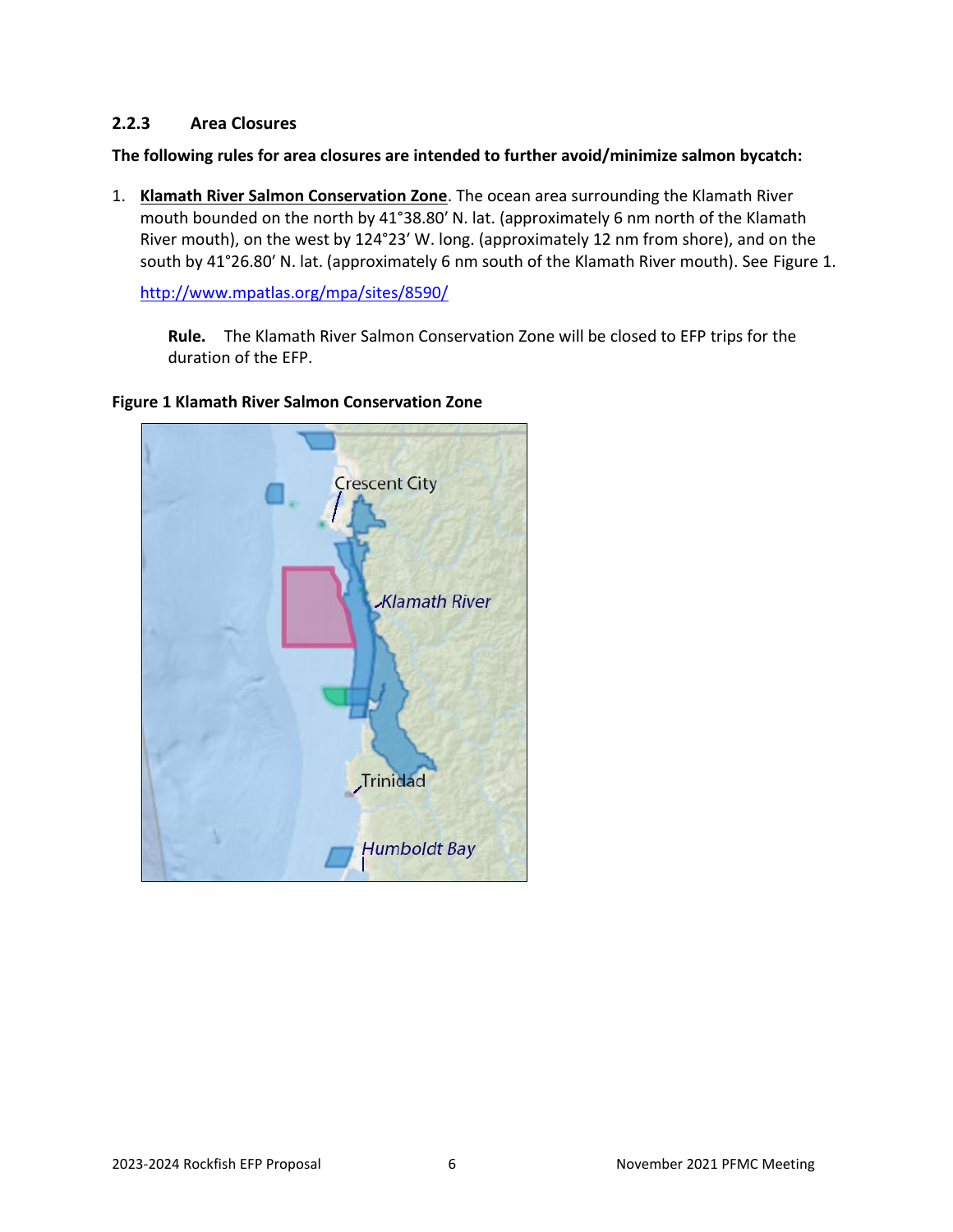### 2.2.3 Area Closures

**The following rules for area closures are intended to further avoid/minimize salmon bycatch:**

1. **Klamath River Salmon Conservation Zone**. The ocean area surrounding the Klamath River mouth bounded on the north by 41°38.80′ N. lat. (approximately 6 nm north of the Klamath River mouth), on the west by 124°23′ W. long. (approximately 12 nm from shore), and on the south by 41°26.80′ N. lat. (approximately 6 nm south of the Klamath River mouth). See Figure 1.

   http://www.mpatlas.org/mpa/sites/8590/

   **Rule.** The Klamath River Salmon Conservation Zone will be closed to EFP trips for the duration of the EFP.

**Figure 1 Klamath River Salmon Conservation Zone**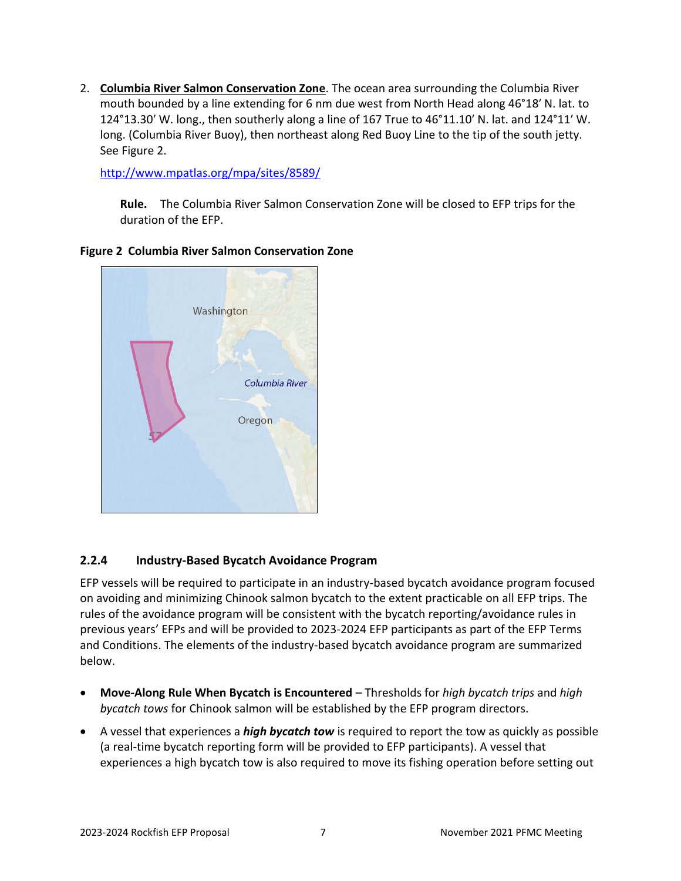2. **Columbia River Salmon Conservation Zone**. The ocean area surrounding the Columbia River mouth bounded by a line extending for 6 nm due west from North Head along 46°18′ N. lat. to 124°13.30′ W. long., then southerly along a line of 167 True to 46°11.10′ N. lat. and 124°11′ W. long. (Columbia River Buoy), then northeast along Red Buoy Line to the tip of the south jetty. See Figure 2.

   http://www.mpatlas.org/mpa/sites/8589/

   **Rule.** The Columbia River Salmon Conservation Zone will be closed to EFP trips for the duration of the EFP.

**Figure 2 Columbia River Salmon Conservation Zone**

### 2.2.4 Industry-Based Bycatch Avoidance Program

EFP vessels will be required to participate in an industry-based bycatch avoidance program focused on avoiding and minimizing Chinook salmon bycatch to the extent practicable on all EFP trips. The rules of the avoidance program will be consistent with the bycatch reporting/avoidance rules in previous years' EFPs and will be provided to 2023-2024 EFP participants as part of the EFP Terms and Conditions. The elements of the industry-based bycatch avoidance program are summarized below.

- **Move-Along Rule When Bycatch is Encountered** – Thresholds for *high bycatch trips* and *high bycatch tows* for Chinook salmon will be established by the EFP program directors.
- A vessel that experiences a ***high bycatch tow*** is required to report the tow as quickly as possible (a real-time bycatch reporting form will be provided to EFP participants). A vessel that experiences a high bycatch tow is also required to move its fishing operation before setting out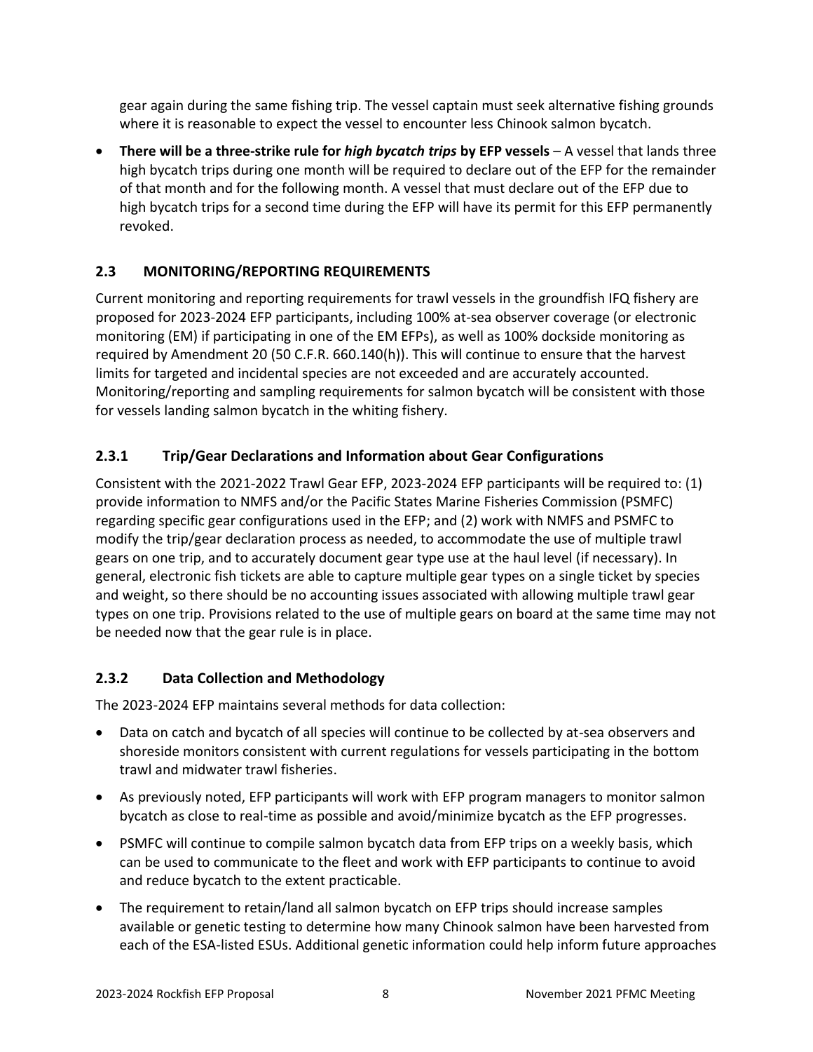gear again during the same fishing trip. The vessel captain must seek alternative fishing grounds where it is reasonable to expect the vessel to encounter less Chinook salmon bycatch.

- **There will be a three-strike rule for *high bycatch trips* by EFP vessels** – A vessel that lands three high bycatch trips during one month will be required to declare out of the EFP for the remainder of that month and for the following month. A vessel that must declare out of the EFP due to high bycatch trips for a second time during the EFP will have its permit for this EFP permanently revoked.

## 2.3 MONITORING/REPORTING REQUIREMENTS

Current monitoring and reporting requirements for trawl vessels in the groundfish IFQ fishery are proposed for 2023-2024 EFP participants, including 100% at-sea observer coverage (or electronic monitoring (EM) if participating in one of the EM EFPs), as well as 100% dockside monitoring as required by Amendment 20 (50 C.F.R. 660.140(h)). This will continue to ensure that the harvest limits for targeted and incidental species are not exceeded and are accurately accounted. Monitoring/reporting and sampling requirements for salmon bycatch will be consistent with those for vessels landing salmon bycatch in the whiting fishery.

### 2.3.1 Trip/Gear Declarations and Information about Gear Configurations

Consistent with the 2021-2022 Trawl Gear EFP, 2023-2024 EFP participants will be required to: (1) provide information to NMFS and/or the Pacific States Marine Fisheries Commission (PSMFC) regarding specific gear configurations used in the EFP; and (2) work with NMFS and PSMFC to modify the trip/gear declaration process as needed, to accommodate the use of multiple trawl gears on one trip, and to accurately document gear type use at the haul level (if necessary). In general, electronic fish tickets are able to capture multiple gear types on a single ticket by species and weight, so there should be no accounting issues associated with allowing multiple trawl gear types on one trip. Provisions related to the use of multiple gears on board at the same time may not be needed now that the gear rule is in place.

### 2.3.2 Data Collection and Methodology

The 2023-2024 EFP maintains several methods for data collection:

- Data on catch and bycatch of all species will continue to be collected by at-sea observers and shoreside monitors consistent with current regulations for vessels participating in the bottom trawl and midwater trawl fisheries.
- As previously noted, EFP participants will work with EFP program managers to monitor salmon bycatch as close to real-time as possible and avoid/minimize bycatch as the EFP progresses.
- PSMFC will continue to compile salmon bycatch data from EFP trips on a weekly basis, which can be used to communicate to the fleet and work with EFP participants to continue to avoid and reduce bycatch to the extent practicable.
- The requirement to retain/land all salmon bycatch on EFP trips should increase samples available or genetic testing to determine how many Chinook salmon have been harvested from each of the ESA-listed ESUs. Additional genetic information could help inform future approaches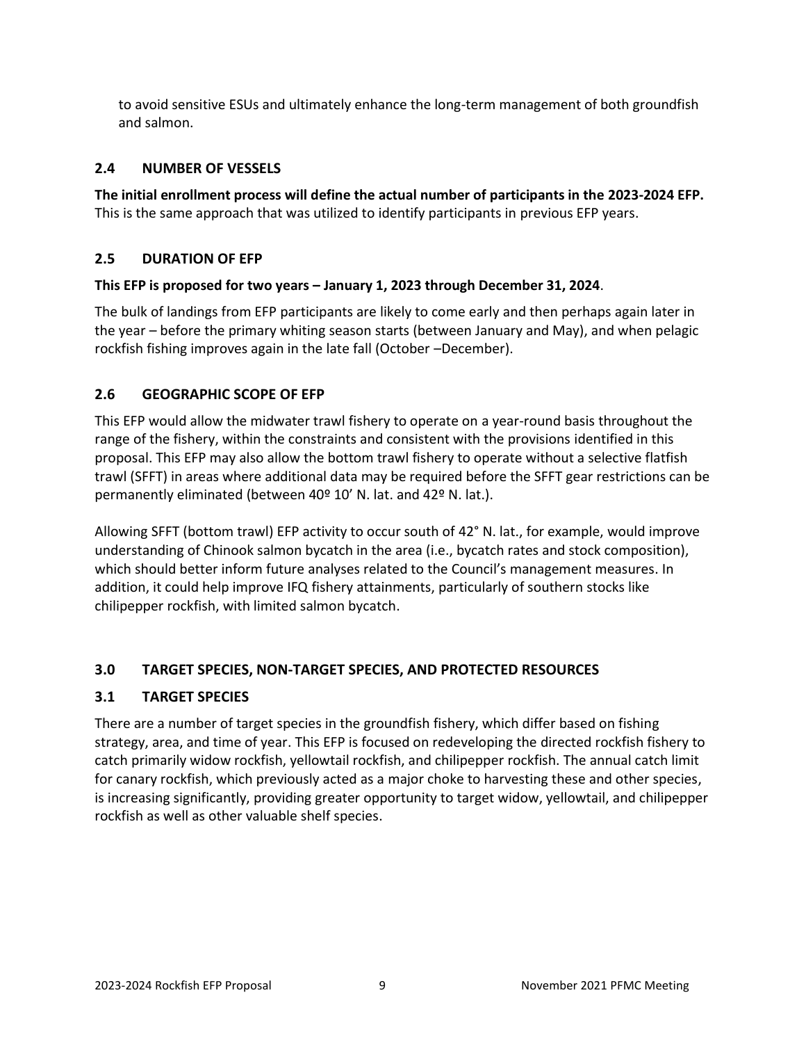to avoid sensitive ESUs and ultimately enhance the long-term management of both groundfish and salmon.

## 2.4 NUMBER OF VESSELS

**The initial enrollment process will define the actual number of participants in the 2023-2024 EFP.** This is the same approach that was utilized to identify participants in previous EFP years.

## 2.5 DURATION OF EFP

**This EFP is proposed for two years – January 1, 2023 through December 31, 2024**.

The bulk of landings from EFP participants are likely to come early and then perhaps again later in the year – before the primary whiting season starts (between January and May), and when pelagic rockfish fishing improves again in the late fall (October –December).

## 2.6 GEOGRAPHIC SCOPE OF EFP

This EFP would allow the midwater trawl fishery to operate on a year-round basis throughout the range of the fishery, within the constraints and consistent with the provisions identified in this proposal. This EFP may also allow the bottom trawl fishery to operate without a selective flatfish trawl (SFFT) in areas where additional data may be required before the SFFT gear restrictions can be permanently eliminated (between 40º 10' N. lat. and 42º N. lat.).

Allowing SFFT (bottom trawl) EFP activity to occur south of 42° N. lat., for example, would improve understanding of Chinook salmon bycatch in the area (i.e., bycatch rates and stock composition), which should better inform future analyses related to the Council's management measures. In addition, it could help improve IFQ fishery attainments, particularly of southern stocks like chilipepper rockfish, with limited salmon bycatch.

# 3.0 TARGET SPECIES, NON-TARGET SPECIES, AND PROTECTED RESOURCES

## 3.1 TARGET SPECIES

There are a number of target species in the groundfish fishery, which differ based on fishing strategy, area, and time of year. This EFP is focused on redeveloping the directed rockfish fishery to catch primarily widow rockfish, yellowtail rockfish, and chilipepper rockfish. The annual catch limit for canary rockfish, which previously acted as a major choke to harvesting these and other species, is increasing significantly, providing greater opportunity to target widow, yellowtail, and chilipepper rockfish as well as other valuable shelf species.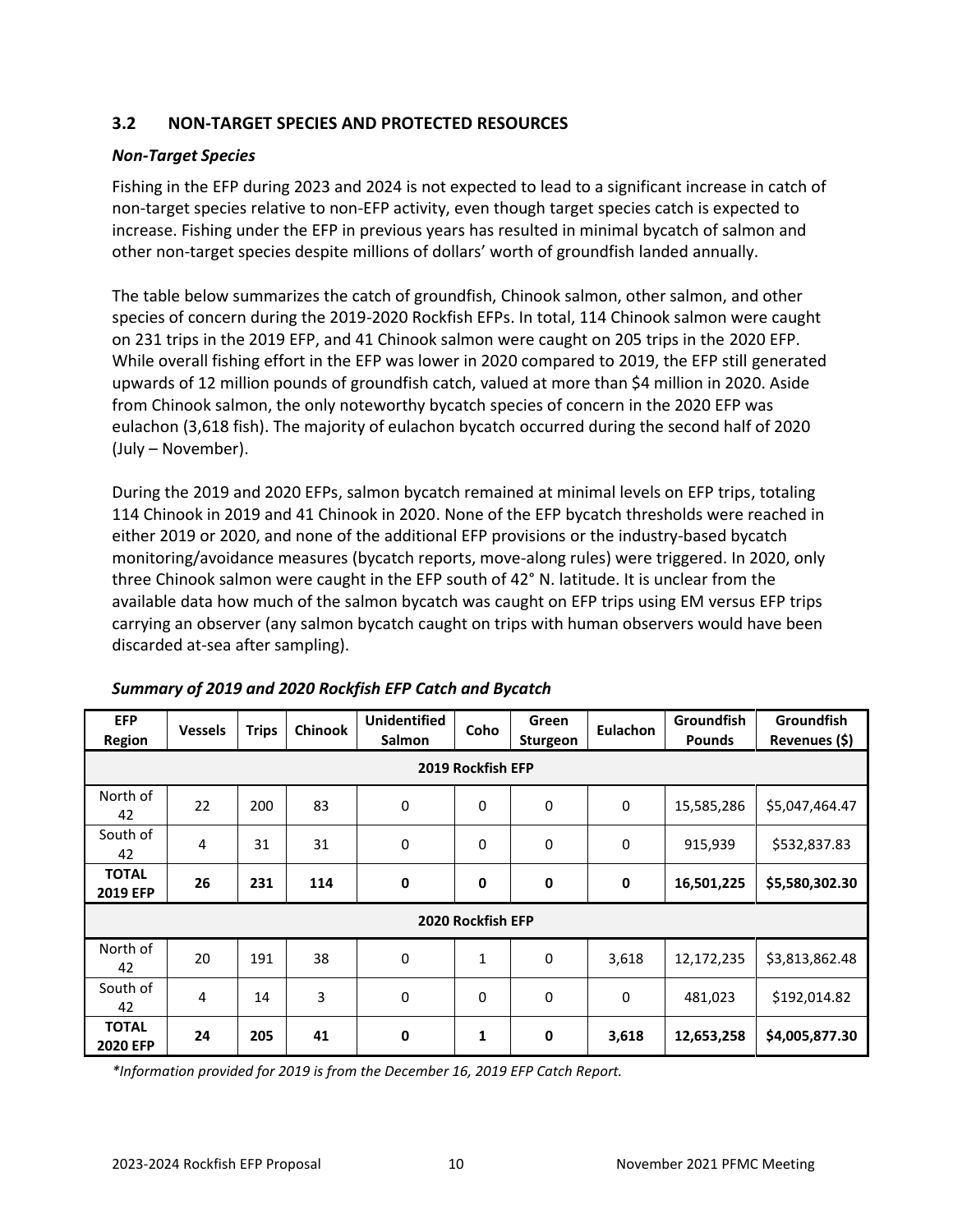### 3.2 NON-TARGET SPECIES AND PROTECTED RESOURCES

***Non-Target Species***

Fishing in the EFP during 2023 and 2024 is not expected to lead to a significant increase in catch of non-target species relative to non-EFP activity, even though target species catch is expected to increase. Fishing under the EFP in previous years has resulted in minimal bycatch of salmon and other non-target species despite millions of dollars' worth of groundfish landed annually.

The table below summarizes the catch of groundfish, Chinook salmon, other salmon, and other species of concern during the 2019-2020 Rockfish EFPs. In total, 114 Chinook salmon were caught on 231 trips in the 2019 EFP, and 41 Chinook salmon were caught on 205 trips in the 2020 EFP. While overall fishing effort in the EFP was lower in 2020 compared to 2019, the EFP still generated upwards of 12 million pounds of groundfish catch, valued at more than $4 million in 2020. Aside from Chinook salmon, the only noteworthy bycatch species of concern in the 2020 EFP was eulachon (3,618 fish). The majority of eulachon bycatch occurred during the second half of 2020 (July – November).

During the 2019 and 2020 EFPs, salmon bycatch remained at minimal levels on EFP trips, totaling 114 Chinook in 2019 and 41 Chinook in 2020. None of the EFP bycatch thresholds were reached in either 2019 or 2020, and none of the additional EFP provisions or the industry-based bycatch monitoring/avoidance measures (bycatch reports, move-along rules) were triggered. In 2020, only three Chinook salmon were caught in the EFP south of 42° N. latitude. It is unclear from the available data how much of the salmon bycatch was caught on EFP trips using EM versus EFP trips carrying an observer (any salmon bycatch caught on trips with human observers would have been discarded at-sea after sampling).

***Summary of 2019 and 2020 Rockfish EFP Catch and Bycatch***

| EFP Region | Vessels | Trips | Chinook | Unidentified Salmon | Coho | Green Sturgeon | Eulachon | Groundfish Pounds | Groundfish Revenues ($) |
|---|---|---|---|---|---|---|---|---|---|
| **2019 Rockfish EFP** | | | | | | | | | |
| North of 42 | 22 | 200 | 83 | 0 | 0 | 0 | 0 | 15,585,286 | $5,047,464.47 |
| South of 42 | 4 | 31 | 31 | 0 | 0 | 0 | 0 | 915,939 | $532,837.83 |
| **TOTAL 2019 EFP** | **26** | **231** | **114** | **0** | **0** | **0** | **0** | **16,501,225** | **$5,580,302.30** |
| **2020 Rockfish EFP** | | | | | | | | | |
| North of 42 | 20 | 191 | 38 | 0 | 1 | 0 | 3,618 | 12,172,235 | $3,813,862.48 |
| South of 42 | 4 | 14 | 3 | 0 | 0 | 0 | 0 | 481,023 | $192,014.82 |
| **TOTAL 2020 EFP** | **24** | **205** | **41** | **0** | **1** | **0** | **3,618** | **12,653,258** | **$4,005,877.30** |

*\*Information provided for 2019 is from the December 16, 2019 EFP Catch Report.*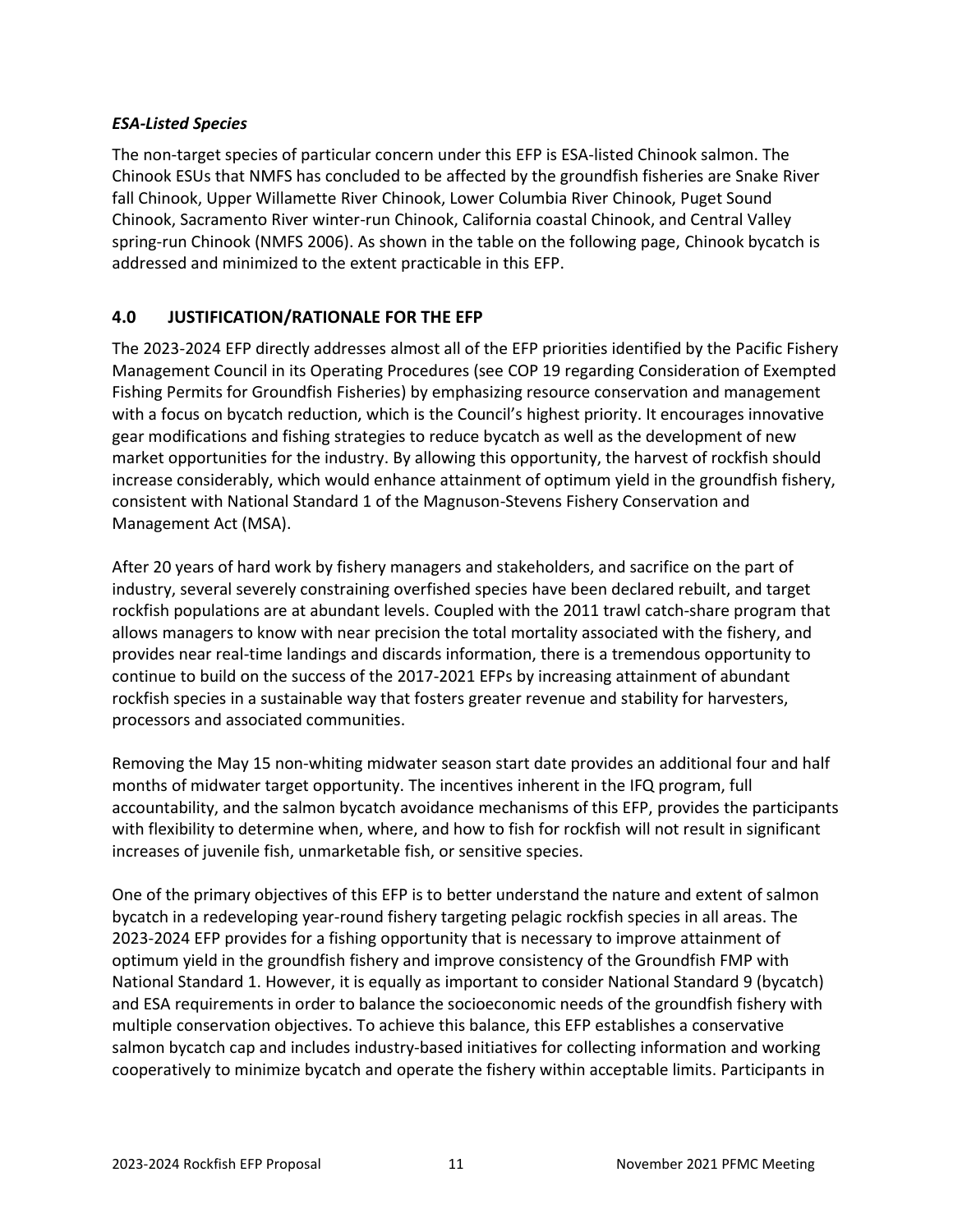***ESA-Listed Species***

The non-target species of particular concern under this EFP is ESA-listed Chinook salmon. The Chinook ESUs that NMFS has concluded to be affected by the groundfish fisheries are Snake River fall Chinook, Upper Willamette River Chinook, Lower Columbia River Chinook, Puget Sound Chinook, Sacramento River winter-run Chinook, California coastal Chinook, and Central Valley spring-run Chinook (NMFS 2006). As shown in the table on the following page, Chinook bycatch is addressed and minimized to the extent practicable in this EFP.

## 4.0 JUSTIFICATION/RATIONALE FOR THE EFP

The 2023-2024 EFP directly addresses almost all of the EFP priorities identified by the Pacific Fishery Management Council in its Operating Procedures (see COP 19 regarding Consideration of Exempted Fishing Permits for Groundfish Fisheries) by emphasizing resource conservation and management with a focus on bycatch reduction, which is the Council's highest priority. It encourages innovative gear modifications and fishing strategies to reduce bycatch as well as the development of new market opportunities for the industry. By allowing this opportunity, the harvest of rockfish should increase considerably, which would enhance attainment of optimum yield in the groundfish fishery, consistent with National Standard 1 of the Magnuson-Stevens Fishery Conservation and Management Act (MSA).

After 20 years of hard work by fishery managers and stakeholders, and sacrifice on the part of industry, several severely constraining overfished species have been declared rebuilt, and target rockfish populations are at abundant levels. Coupled with the 2011 trawl catch-share program that allows managers to know with near precision the total mortality associated with the fishery, and provides near real-time landings and discards information, there is a tremendous opportunity to continue to build on the success of the 2017-2021 EFPs by increasing attainment of abundant rockfish species in a sustainable way that fosters greater revenue and stability for harvesters, processors and associated communities.

Removing the May 15 non-whiting midwater season start date provides an additional four and half months of midwater target opportunity. The incentives inherent in the IFQ program, full accountability, and the salmon bycatch avoidance mechanisms of this EFP, provides the participants with flexibility to determine when, where, and how to fish for rockfish will not result in significant increases of juvenile fish, unmarketable fish, or sensitive species.

One of the primary objectives of this EFP is to better understand the nature and extent of salmon bycatch in a redeveloping year-round fishery targeting pelagic rockfish species in all areas. The 2023-2024 EFP provides for a fishing opportunity that is necessary to improve attainment of optimum yield in the groundfish fishery and improve consistency of the Groundfish FMP with National Standard 1. However, it is equally as important to consider National Standard 9 (bycatch) and ESA requirements in order to balance the socioeconomic needs of the groundfish fishery with multiple conservation objectives. To achieve this balance, this EFP establishes a conservative salmon bycatch cap and includes industry-based initiatives for collecting information and working cooperatively to minimize bycatch and operate the fishery within acceptable limits. Participants in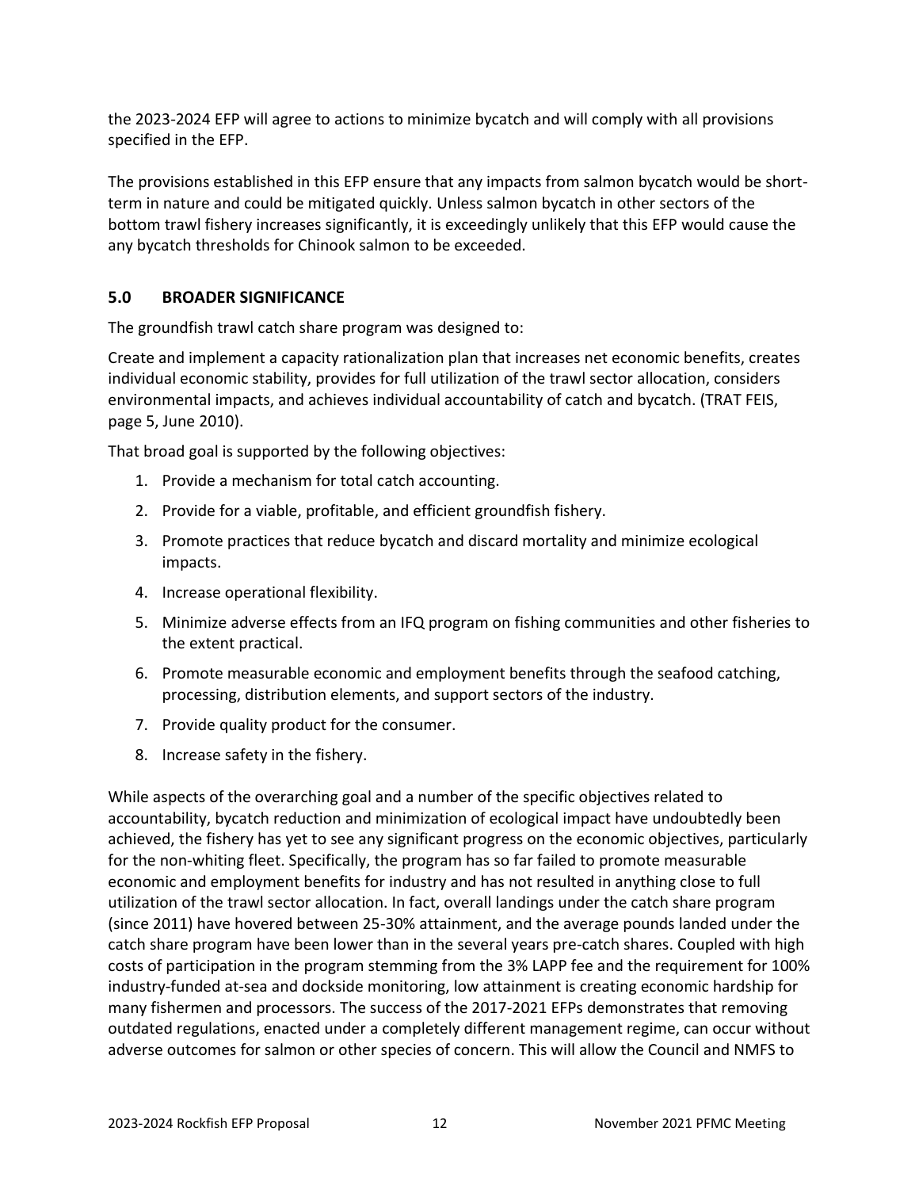the 2023-2024 EFP will agree to actions to minimize bycatch and will comply with all provisions specified in the EFP.

The provisions established in this EFP ensure that any impacts from salmon bycatch would be short-term in nature and could be mitigated quickly. Unless salmon bycatch in other sectors of the bottom trawl fishery increases significantly, it is exceedingly unlikely that this EFP would cause the any bycatch thresholds for Chinook salmon to be exceeded.

## 5.0 BROADER SIGNIFICANCE

The groundfish trawl catch share program was designed to:

Create and implement a capacity rationalization plan that increases net economic benefits, creates individual economic stability, provides for full utilization of the trawl sector allocation, considers environmental impacts, and achieves individual accountability of catch and bycatch. (TRAT FEIS, page 5, June 2010).

That broad goal is supported by the following objectives:

1. Provide a mechanism for total catch accounting.
2. Provide for a viable, profitable, and efficient groundfish fishery.
3. Promote practices that reduce bycatch and discard mortality and minimize ecological impacts.
4. Increase operational flexibility.
5. Minimize adverse effects from an IFQ program on fishing communities and other fisheries to the extent practical.
6. Promote measurable economic and employment benefits through the seafood catching, processing, distribution elements, and support sectors of the industry.
7. Provide quality product for the consumer.
8. Increase safety in the fishery.

While aspects of the overarching goal and a number of the specific objectives related to accountability, bycatch reduction and minimization of ecological impact have undoubtedly been achieved, the fishery has yet to see any significant progress on the economic objectives, particularly for the non-whiting fleet. Specifically, the program has so far failed to promote measurable economic and employment benefits for industry and has not resulted in anything close to full utilization of the trawl sector allocation. In fact, overall landings under the catch share program (since 2011) have hovered between 25-30% attainment, and the average pounds landed under the catch share program have been lower than in the several years pre-catch shares. Coupled with high costs of participation in the program stemming from the 3% LAPP fee and the requirement for 100% industry-funded at-sea and dockside monitoring, low attainment is creating economic hardship for many fishermen and processors. The success of the 2017-2021 EFPs demonstrates that removing outdated regulations, enacted under a completely different management regime, can occur without adverse outcomes for salmon or other species of concern. This will allow the Council and NMFS to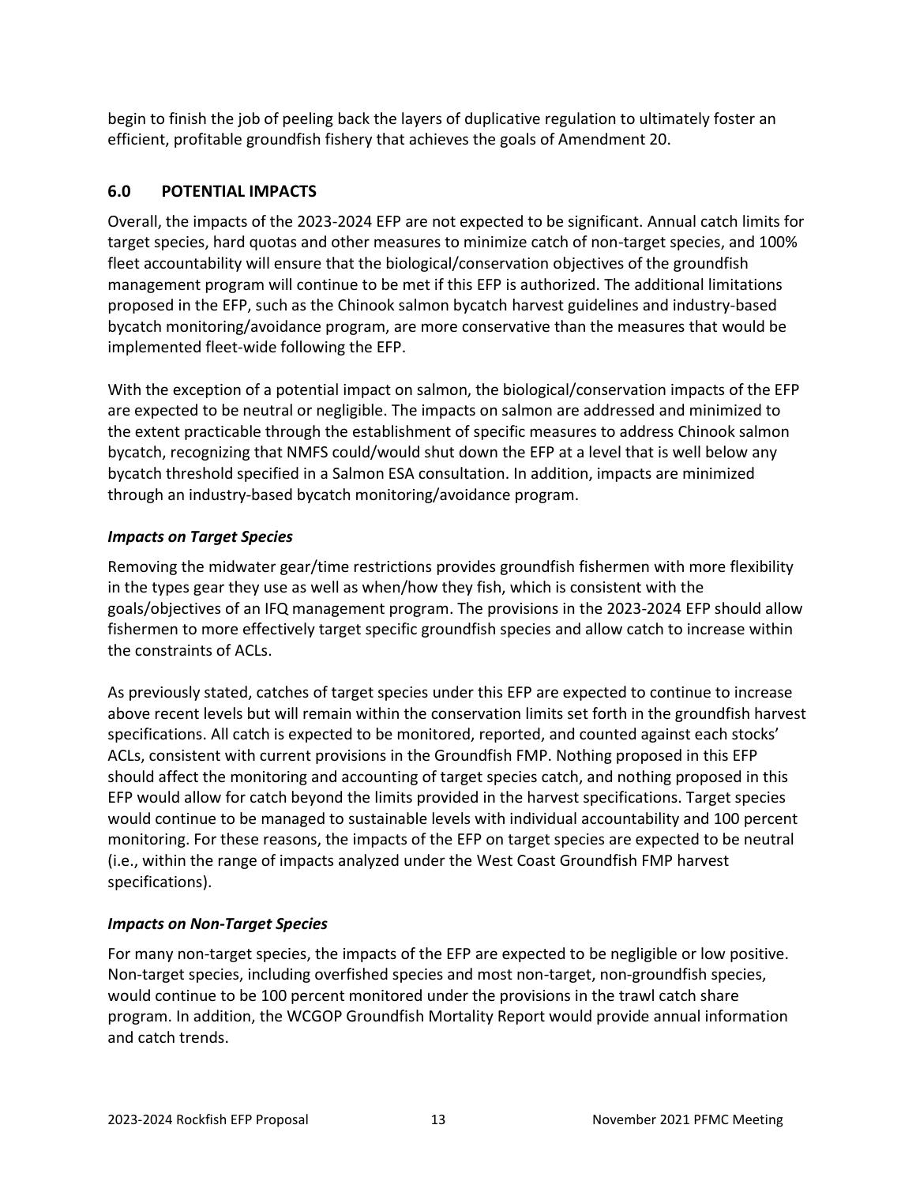begin to finish the job of peeling back the layers of duplicative regulation to ultimately foster an efficient, profitable groundfish fishery that achieves the goals of Amendment 20.

## 6.0 POTENTIAL IMPACTS

Overall, the impacts of the 2023-2024 EFP are not expected to be significant. Annual catch limits for target species, hard quotas and other measures to minimize catch of non-target species, and 100% fleet accountability will ensure that the biological/conservation objectives of the groundfish management program will continue to be met if this EFP is authorized. The additional limitations proposed in the EFP, such as the Chinook salmon bycatch harvest guidelines and industry-based bycatch monitoring/avoidance program, are more conservative than the measures that would be implemented fleet-wide following the EFP.

With the exception of a potential impact on salmon, the biological/conservation impacts of the EFP are expected to be neutral or negligible. The impacts on salmon are addressed and minimized to the extent practicable through the establishment of specific measures to address Chinook salmon bycatch, recognizing that NMFS could/would shut down the EFP at a level that is well below any bycatch threshold specified in a Salmon ESA consultation. In addition, impacts are minimized through an industry-based bycatch monitoring/avoidance program.

### *Impacts on Target Species*

Removing the midwater gear/time restrictions provides groundfish fishermen with more flexibility in the types gear they use as well as when/how they fish, which is consistent with the goals/objectives of an IFQ management program. The provisions in the 2023-2024 EFP should allow fishermen to more effectively target specific groundfish species and allow catch to increase within the constraints of ACLs.

As previously stated, catches of target species under this EFP are expected to continue to increase above recent levels but will remain within the conservation limits set forth in the groundfish harvest specifications. All catch is expected to be monitored, reported, and counted against each stocks' ACLs, consistent with current provisions in the Groundfish FMP. Nothing proposed in this EFP should affect the monitoring and accounting of target species catch, and nothing proposed in this EFP would allow for catch beyond the limits provided in the harvest specifications. Target species would continue to be managed to sustainable levels with individual accountability and 100 percent monitoring. For these reasons, the impacts of the EFP on target species are expected to be neutral (i.e., within the range of impacts analyzed under the West Coast Groundfish FMP harvest specifications).

### *Impacts on Non-Target Species*

For many non-target species, the impacts of the EFP are expected to be negligible or low positive. Non-target species, including overfished species and most non-target, non-groundfish species, would continue to be 100 percent monitored under the provisions in the trawl catch share program. In addition, the WCGOP Groundfish Mortality Report would provide annual information and catch trends.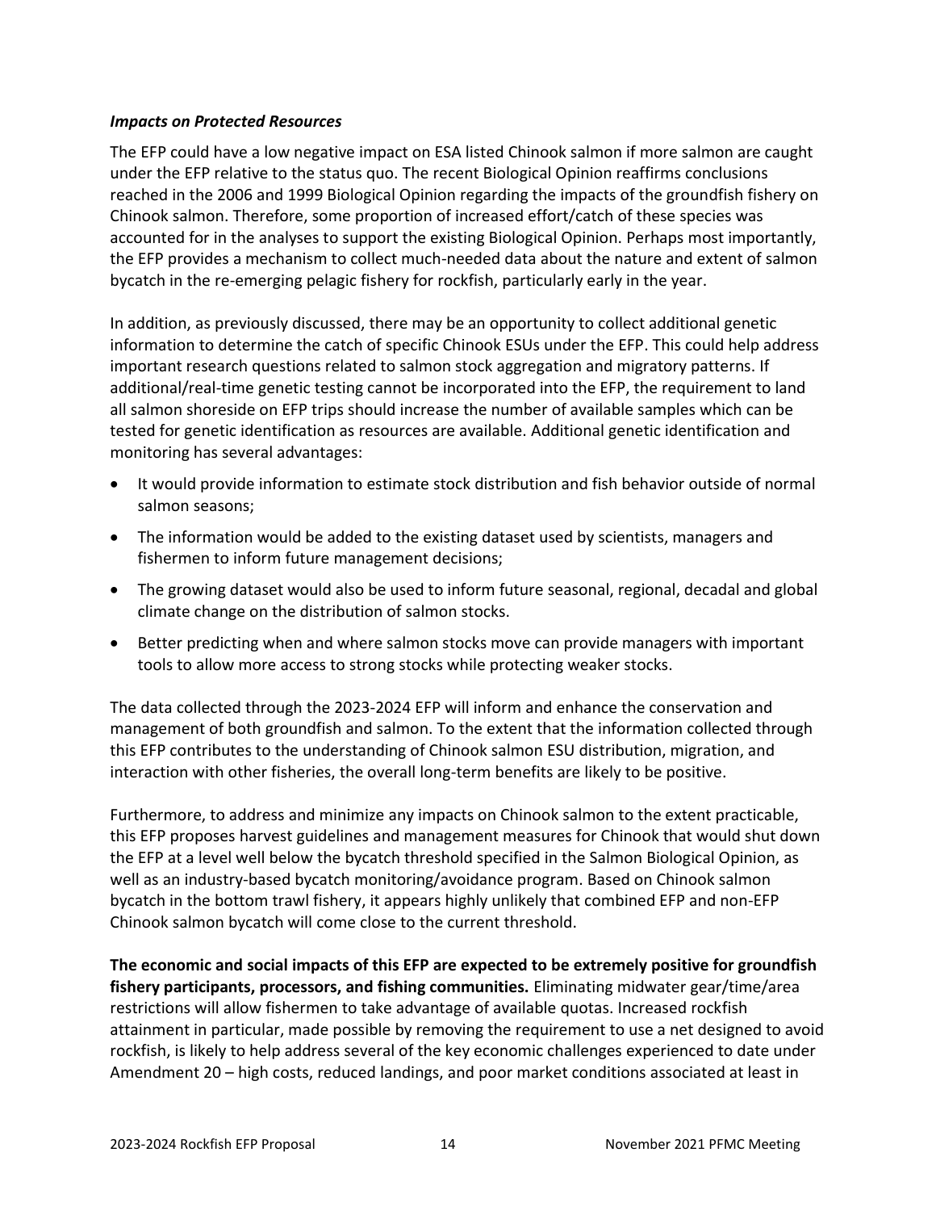### *Impacts on Protected Resources*

The EFP could have a low negative impact on ESA listed Chinook salmon if more salmon are caught under the EFP relative to the status quo. The recent Biological Opinion reaffirms conclusions reached in the 2006 and 1999 Biological Opinion regarding the impacts of the groundfish fishery on Chinook salmon. Therefore, some proportion of increased effort/catch of these species was accounted for in the analyses to support the existing Biological Opinion. Perhaps most importantly, the EFP provides a mechanism to collect much-needed data about the nature and extent of salmon bycatch in the re-emerging pelagic fishery for rockfish, particularly early in the year.

In addition, as previously discussed, there may be an opportunity to collect additional genetic information to determine the catch of specific Chinook ESUs under the EFP. This could help address important research questions related to salmon stock aggregation and migratory patterns. If additional/real-time genetic testing cannot be incorporated into the EFP, the requirement to land all salmon shoreside on EFP trips should increase the number of available samples which can be tested for genetic identification as resources are available. Additional genetic identification and monitoring has several advantages:

- It would provide information to estimate stock distribution and fish behavior outside of normal salmon seasons;
- The information would be added to the existing dataset used by scientists, managers and fishermen to inform future management decisions;
- The growing dataset would also be used to inform future seasonal, regional, decadal and global climate change on the distribution of salmon stocks.
- Better predicting when and where salmon stocks move can provide managers with important tools to allow more access to strong stocks while protecting weaker stocks.

The data collected through the 2023-2024 EFP will inform and enhance the conservation and management of both groundfish and salmon. To the extent that the information collected through this EFP contributes to the understanding of Chinook salmon ESU distribution, migration, and interaction with other fisheries, the overall long-term benefits are likely to be positive.

Furthermore, to address and minimize any impacts on Chinook salmon to the extent practicable, this EFP proposes harvest guidelines and management measures for Chinook that would shut down the EFP at a level well below the bycatch threshold specified in the Salmon Biological Opinion, as well as an industry-based bycatch monitoring/avoidance program. Based on Chinook salmon bycatch in the bottom trawl fishery, it appears highly unlikely that combined EFP and non-EFP Chinook salmon bycatch will come close to the current threshold.

**The economic and social impacts of this EFP are expected to be extremely positive for groundfish fishery participants, processors, and fishing communities.** Eliminating midwater gear/time/area restrictions will allow fishermen to take advantage of available quotas. Increased rockfish attainment in particular, made possible by removing the requirement to use a net designed to avoid rockfish, is likely to help address several of the key economic challenges experienced to date under Amendment 20 – high costs, reduced landings, and poor market conditions associated at least in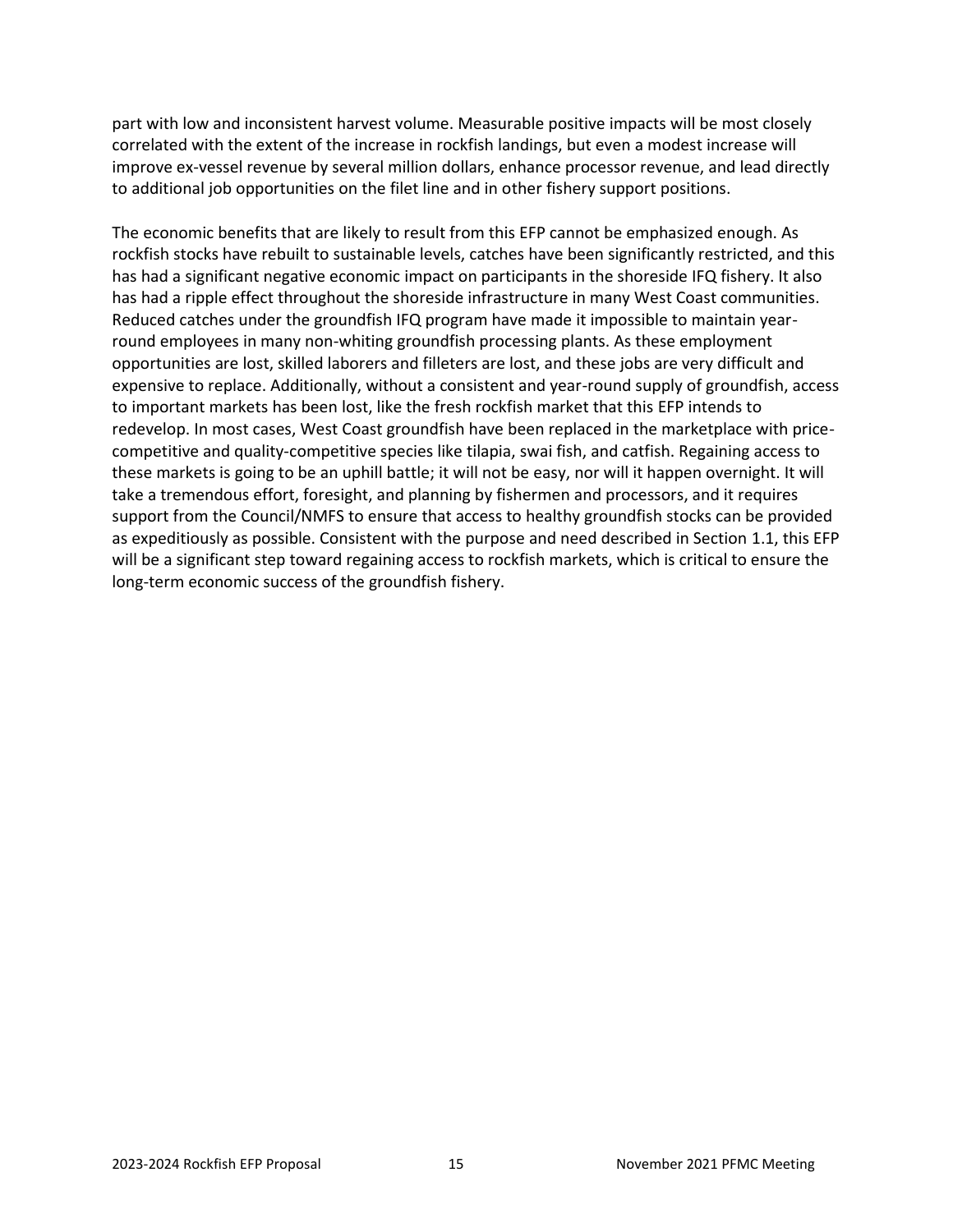part with low and inconsistent harvest volume. Measurable positive impacts will be most closely correlated with the extent of the increase in rockfish landings, but even a modest increase will improve ex-vessel revenue by several million dollars, enhance processor revenue, and lead directly to additional job opportunities on the filet line and in other fishery support positions.

The economic benefits that are likely to result from this EFP cannot be emphasized enough. As rockfish stocks have rebuilt to sustainable levels, catches have been significantly restricted, and this has had a significant negative economic impact on participants in the shoreside IFQ fishery. It also has had a ripple effect throughout the shoreside infrastructure in many West Coast communities. Reduced catches under the groundfish IFQ program have made it impossible to maintain year-round employees in many non-whiting groundfish processing plants. As these employment opportunities are lost, skilled laborers and filleters are lost, and these jobs are very difficult and expensive to replace. Additionally, without a consistent and year-round supply of groundfish, access to important markets has been lost, like the fresh rockfish market that this EFP intends to redevelop. In most cases, West Coast groundfish have been replaced in the marketplace with price-competitive and quality-competitive species like tilapia, swai fish, and catfish. Regaining access to these markets is going to be an uphill battle; it will not be easy, nor will it happen overnight. It will take a tremendous effort, foresight, and planning by fishermen and processors, and it requires support from the Council/NMFS to ensure that access to healthy groundfish stocks can be provided as expeditiously as possible. Consistent with the purpose and need described in Section 1.1, this EFP will be a significant step toward regaining access to rockfish markets, which is critical to ensure the long-term economic success of the groundfish fishery.